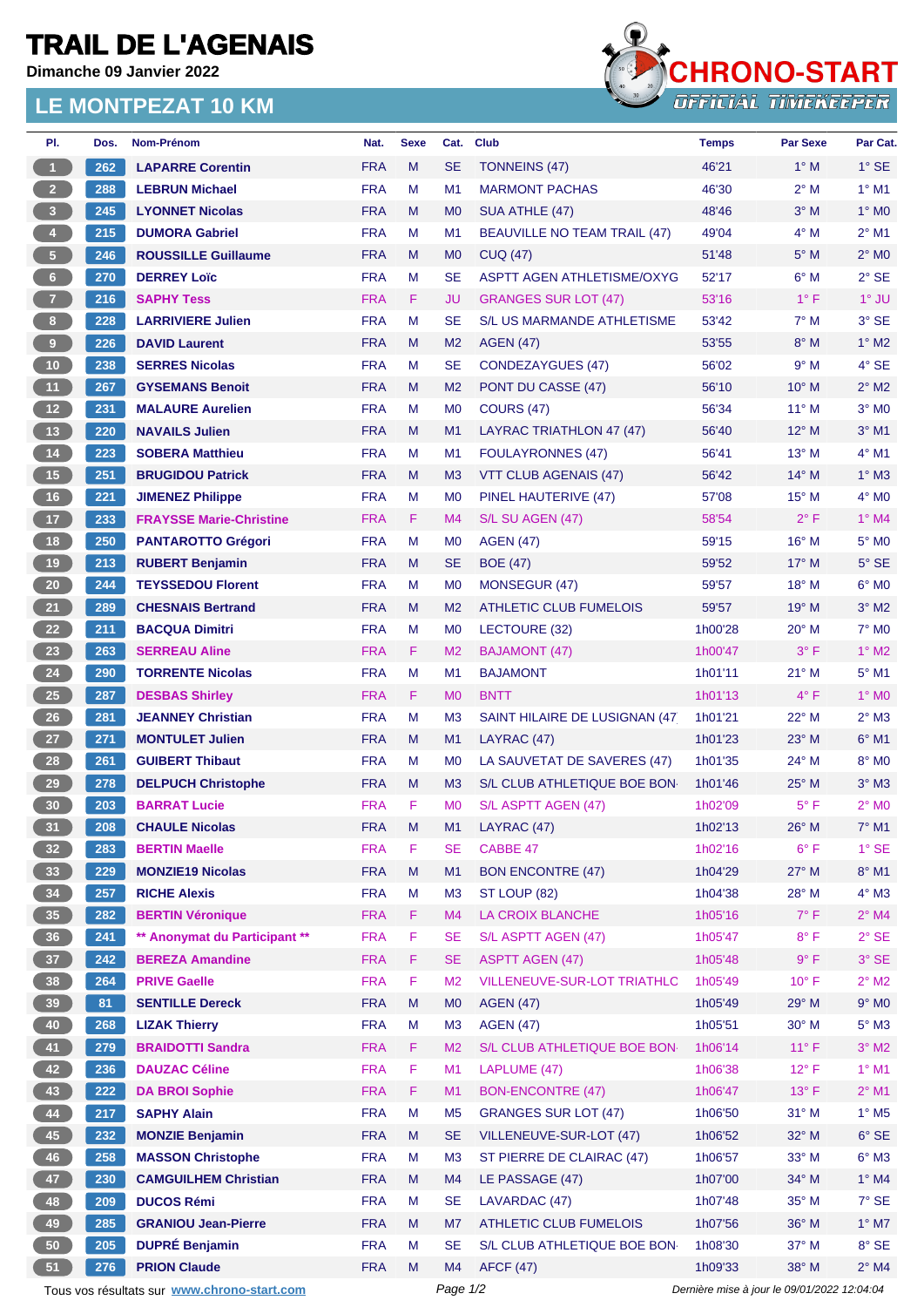# TRAIL DE L'AGENAIS

**Dimanche 09 Janvier 2022**

## LE MONTPEZAT 10 KM

CHRONO-START
OFFICIAL TIMEKEEPER

| Pl. | Dos. | Nom-Prénom | Nat. | Sexe | Cat. | Club | Temps | Par Sexe | Par Cat. |
|---|---|---|---|---|---|---|---|---|---|
| 1 | 262 | LAPARRE Corentin | FRA | M | SE | TONNEINS (47) | 46'21 | 1° M | 1° SE |
| 2 | 288 | LEBRUN Michael | FRA | M | M1 | MARMONT PACHAS | 46'30 | 2° M | 1° M1 |
| 3 | 245 | LYONNET Nicolas | FRA | M | M0 | SUA ATHLE (47) | 48'46 | 3° M | 1° M0 |
| 4 | 215 | DUMORA Gabriel | FRA | M | M1 | BEAUVILLE NO TEAM TRAIL (47) | 49'04 | 4° M | 2° M1 |
| 5 | 246 | ROUSSILLE Guillaume | FRA | M | M0 | CUQ (47) | 51'48 | 5° M | 2° M0 |
| 6 | 270 | DERREY Loïc | FRA | M | SE | ASPTT AGEN ATHLETISME/OXYG | 52'17 | 6° M | 2° SE |
| 7 | 216 | SAPHY Tess | FRA | F | JU | GRANGES SUR LOT (47) | 53'16 | 1° F | 1° JU |
| 8 | 228 | LARRIVIERE Julien | FRA | M | SE | S/L US MARMANDE ATHLETISME | 53'42 | 7° M | 3° SE |
| 9 | 226 | DAVID Laurent | FRA | M | M2 | AGEN (47) | 53'55 | 8° M | 1° M2 |
| 10 | 238 | SERRES Nicolas | FRA | M | SE | CONDEZAYGUES (47) | 56'02 | 9° M | 4° SE |
| 11 | 267 | GYSEMANS Benoit | FRA | M | M2 | PONT DU CASSE (47) | 56'10 | 10° M | 2° M2 |
| 12 | 231 | MALAURE Aurelien | FRA | M | M0 | COURS (47) | 56'34 | 11° M | 3° M0 |
| 13 | 220 | NAVAILS Julien | FRA | M | M1 | LAYRAC TRIATHLON 47 (47) | 56'40 | 12° M | 3° M1 |
| 14 | 223 | SOBERA Matthieu | FRA | M | M1 | FOULAYRONNES (47) | 56'41 | 13° M | 4° M1 |
| 15 | 251 | BRUGIDOU Patrick | FRA | M | M3 | VTT CLUB AGENAIS (47) | 56'42 | 14° M | 1° M3 |
| 16 | 221 | JIMENEZ Philippe | FRA | M | M0 | PINEL HAUTERIVE (47) | 57'08 | 15° M | 4° M0 |
| 17 | 233 | FRAYSSE Marie-Christine | FRA | F | M4 | S/L SU AGEN (47) | 58'54 | 2° F | 1° M4 |
| 18 | 250 | PANTAROTTO Grégori | FRA | M | M0 | AGEN (47) | 59'15 | 16° M | 5° M0 |
| 19 | 213 | RUBERT Benjamin | FRA | M | SE | BOE (47) | 59'52 | 17° M | 5° SE |
| 20 | 244 | TEYSSEDOU Florent | FRA | M | M0 | MONSEGUR (47) | 59'57 | 18° M | 6° M0 |
| 21 | 289 | CHESNAIS Bertrand | FRA | M | M2 | ATHLETIC CLUB FUMELOIS | 59'57 | 19° M | 3° M2 |
| 22 | 211 | BACQUA Dimitri | FRA | M | M0 | LECTOURE (32) | 1h00'28 | 20° M | 7° M0 |
| 23 | 263 | SERREAU Aline | FRA | F | M2 | BAJAMONT (47) | 1h00'47 | 3° F | 1° M2 |
| 24 | 290 | TORRENTE Nicolas | FRA | M | M1 | BAJAMONT | 1h01'11 | 21° M | 5° M1 |
| 25 | 287 | DESBAS Shirley | FRA | F | M0 | BNTT | 1h01'13 | 4° F | 1° M0 |
| 26 | 281 | JEANNEY Christian | FRA | M | M3 | SAINT HILAIRE DE LUSIGNAN (47 | 1h01'21 | 22° M | 2° M3 |
| 27 | 271 | MONTULET Julien | FRA | M | M1 | LAYRAC (47) | 1h01'23 | 23° M | 6° M1 |
| 28 | 261 | GUIBERT Thibaut | FRA | M | M0 | LA SAUVETAT DE SAVERES (47) | 1h01'35 | 24° M | 8° M0 |
| 29 | 278 | DELPUCH Christophe | FRA | M | M3 | S/L CLUB ATHLETIQUE BOE BON | 1h01'46 | 25° M | 3° M3 |
| 30 | 203 | BARRAT Lucie | FRA | F | M0 | S/L ASPTT AGEN (47) | 1h02'09 | 5° F | 2° M0 |
| 31 | 208 | CHAULE Nicolas | FRA | M | M1 | LAYRAC (47) | 1h02'13 | 26° M | 7° M1 |
| 32 | 283 | BERTIN Maelle | FRA | F | SE | CABBE 47 | 1h02'16 | 6° F | 1° SE |
| 33 | 229 | MONZIE19 Nicolas | FRA | M | M1 | BON ENCONTRE (47) | 1h04'29 | 27° M | 8° M1 |
| 34 | 257 | RICHE Alexis | FRA | M | M3 | ST LOUP (82) | 1h04'38 | 28° M | 4° M3 |
| 35 | 282 | BERTIN Véronique | FRA | F | M4 | LA CROIX BLANCHE | 1h05'16 | 7° F | 2° M4 |
| 36 | 241 | ** Anonymat du Participant ** | FRA | F | SE | S/L ASPTT AGEN (47) | 1h05'47 | 8° F | 2° SE |
| 37 | 242 | BEREZA Amandine | FRA | F | SE | ASPTT AGEN (47) | 1h05'48 | 9° F | 3° SE |
| 38 | 264 | PRIVE Gaelle | FRA | F | M2 | VILLENEUVE-SUR-LOT TRIATHLO | 1h05'49 | 10° F | 2° M2 |
| 39 | 81 | SENTILLE Dereck | FRA | M | M0 | AGEN (47) | 1h05'49 | 29° M | 9° M0 |
| 40 | 268 | LIZAK Thierry | FRA | M | M3 | AGEN (47) | 1h05'51 | 30° M | 5° M3 |
| 41 | 279 | BRAIDOTTI Sandra | FRA | F | M2 | S/L CLUB ATHLETIQUE BOE BON | 1h06'14 | 11° F | 3° M2 |
| 42 | 236 | DAUZAC Céline | FRA | F | M1 | LAPLUME (47) | 1h06'38 | 12° F | 1° M1 |
| 43 | 222 | DA BROI Sophie | FRA | F | M1 | BON-ENCONTRE (47) | 1h06'47 | 13° F | 2° M1 |
| 44 | 217 | SAPHY Alain | FRA | M | M5 | GRANGES SUR LOT (47) | 1h06'50 | 31° M | 1° M5 |
| 45 | 232 | MONZIE Benjamin | FRA | M | SE | VILLENEUVE-SUR-LOT (47) | 1h06'52 | 32° M | 6° SE |
| 46 | 258 | MASSON Christophe | FRA | M | M3 | ST PIERRE DE CLAIRAC (47) | 1h06'57 | 33° M | 6° M3 |
| 47 | 230 | CAMGUILHEM Christian | FRA | M | M4 | LE PASSAGE (47) | 1h07'00 | 34° M | 1° M4 |
| 48 | 209 | DUCOS Rémi | FRA | M | SE | LAVARDAC (47) | 1h07'48 | 35° M | 7° SE |
| 49 | 285 | GRANIOU Jean-Pierre | FRA | M | M7 | ATHLETIC CLUB FUMELOIS | 1h07'56 | 36° M | 1° M7 |
| 50 | 205 | DUPRÉ Benjamin | FRA | M | SE | S/L CLUB ATHLETIQUE BOE BON | 1h08'30 | 37° M | 8° SE |
| 51 | 276 | PRION Claude | FRA | M | M4 | AFCF (47) | 1h09'33 | 38° M | 2° M4 |

Tous vos résultats sur www.chrono-start.com

*Dernière mise à jour le 09/01/2022 12:04:04*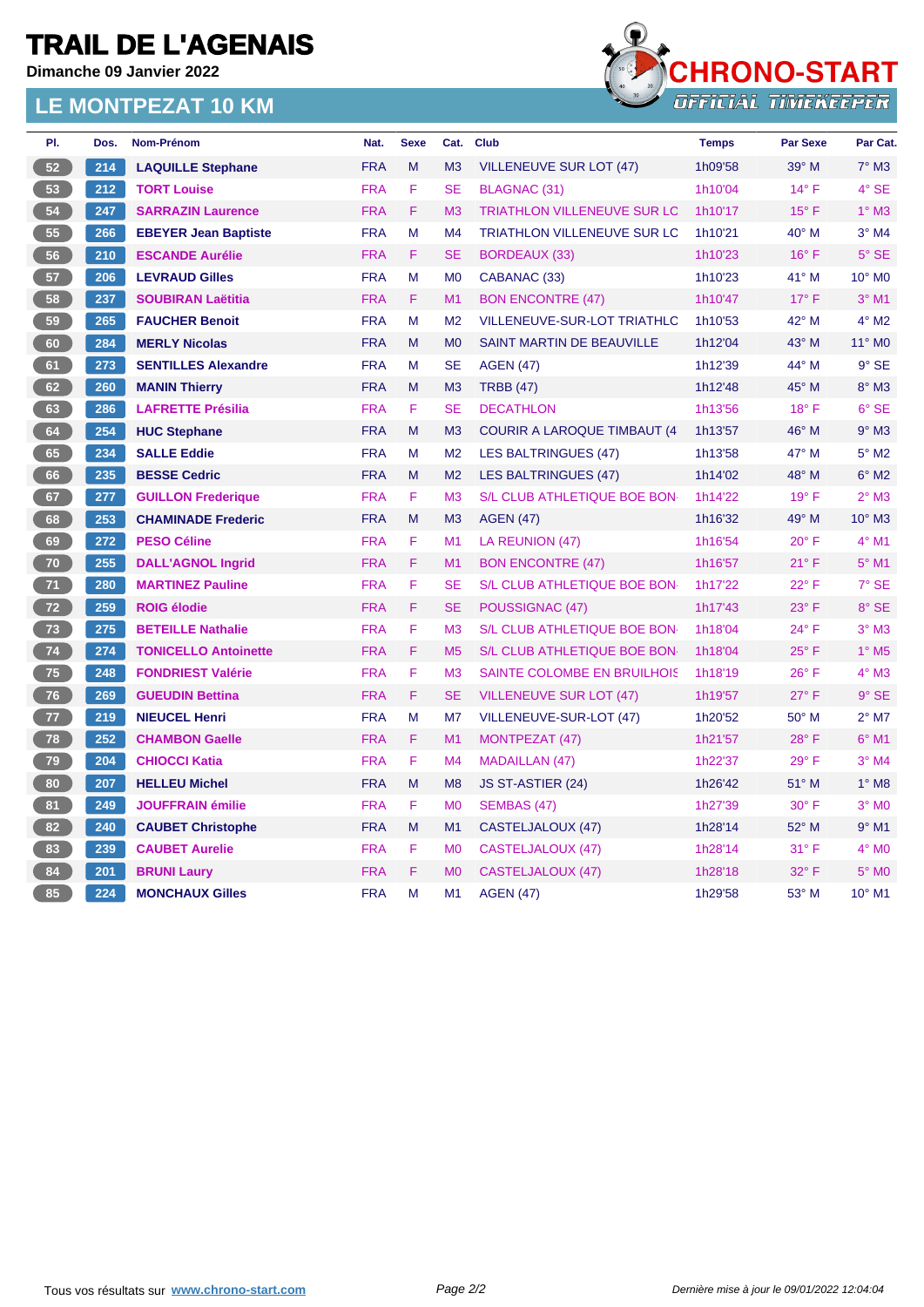# TRAIL DE L'AGENAIS

**Dimanche 09 Janvier 2022**

## LE MONTPEZAT 10 KM

| Pl. | Dos. | Nom-Prénom | Nat. | Sexe | Cat. | Club | Temps | Par Sexe | Par Cat. |
|---|---|---|---|---|---|---|---|---|---|
| 52 | 214 | **LAQUILLE Stephane** | FRA | M | M3 | VILLENEUVE SUR LOT (47) | 1h09'58 | 39° M | 7° M3 |
| 53 | 212 | **TORT Louise** | FRA | F | SE | BLAGNAC (31) | 1h10'04 | 14° F | 4° SE |
| 54 | 247 | **SARRAZIN Laurence** | FRA | F | M3 | TRIATHLON VILLENEUVE SUR LC | 1h10'17 | 15° F | 1° M3 |
| 55 | 266 | **EBEYER Jean Baptiste** | FRA | M | M4 | TRIATHLON VILLENEUVE SUR LC | 1h10'21 | 40° M | 3° M4 |
| 56 | 210 | **ESCANDE Aurélie** | FRA | F | SE | BORDEAUX (33) | 1h10'23 | 16° F | 5° SE |
| 57 | 206 | **LEVRAUD Gilles** | FRA | M | M0 | CABANAC (33) | 1h10'23 | 41° M | 10° M0 |
| 58 | 237 | **SOUBIRAN Laëtitia** | FRA | F | M1 | BON ENCONTRE (47) | 1h10'47 | 17° F | 3° M1 |
| 59 | 265 | **FAUCHER Benoit** | FRA | M | M2 | VILLENEUVE-SUR-LOT TRIATHLC | 1h10'53 | 42° M | 4° M2 |
| 60 | 284 | **MERLY Nicolas** | FRA | M | M0 | SAINT MARTIN DE BEAUVILLE | 1h12'04 | 43° M | 11° M0 |
| 61 | 273 | **SENTILLES Alexandre** | FRA | M | SE | AGEN (47) | 1h12'39 | 44° M | 9° SE |
| 62 | 260 | **MANIN Thierry** | FRA | M | M3 | TRBB (47) | 1h12'48 | 45° M | 8° M3 |
| 63 | 286 | **LAFRETTE Présilia** | FRA | F | SE | DECATHLON | 1h13'56 | 18° F | 6° SE |
| 64 | 254 | **HUC Stephane** | FRA | M | M3 | COURIR A LAROQUE TIMBAUT (4 | 1h13'57 | 46° M | 9° M3 |
| 65 | 234 | **SALLE Eddie** | FRA | M | M2 | LES BALTRINGUES (47) | 1h13'58 | 47° M | 5° M2 |
| 66 | 235 | **BESSE Cedric** | FRA | M | M2 | LES BALTRINGUES (47) | 1h14'02 | 48° M | 6° M2 |
| 67 | 277 | **GUILLON Frederique** | FRA | F | M3 | S/L CLUB ATHLETIQUE BOE BON | 1h14'22 | 19° F | 2° M3 |
| 68 | 253 | **CHAMINADE Frederic** | FRA | M | M3 | AGEN (47) | 1h16'32 | 49° M | 10° M3 |
| 69 | 272 | **PESO Céline** | FRA | F | M1 | LA REUNION (47) | 1h16'54 | 20° F | 4° M1 |
| 70 | 255 | **DALL'AGNOL Ingrid** | FRA | F | M1 | BON ENCONTRE (47) | 1h16'57 | 21° F | 5° M1 |
| 71 | 280 | **MARTINEZ Pauline** | FRA | F | SE | S/L CLUB ATHLETIQUE BOE BON | 1h17'22 | 22° F | 7° SE |
| 72 | 259 | **ROIG élodie** | FRA | F | SE | POUSSIGNAC (47) | 1h17'43 | 23° F | 8° SE |
| 73 | 275 | **BETEILLE Nathalie** | FRA | F | M3 | S/L CLUB ATHLETIQUE BOE BON | 1h18'04 | 24° F | 3° M3 |
| 74 | 274 | **TONICELLO Antoinette** | FRA | F | M5 | S/L CLUB ATHLETIQUE BOE BON | 1h18'04 | 25° F | 1° M5 |
| 75 | 248 | **FONDRIEST Valérie** | FRA | F | M3 | SAINTE COLOMBE EN BRUILHOIS | 1h18'19 | 26° F | 4° M3 |
| 76 | 269 | **GUEUDIN Bettina** | FRA | F | SE | VILLENEUVE SUR LOT (47) | 1h19'57 | 27° F | 9° SE |
| 77 | 219 | **NIEUCEL Henri** | FRA | M | M7 | VILLENEUVE-SUR-LOT (47) | 1h20'52 | 50° M | 2° M7 |
| 78 | 252 | **CHAMBON Gaelle** | FRA | F | M1 | MONTPEZAT (47) | 1h21'57 | 28° F | 6° M1 |
| 79 | 204 | **CHIOCCI Katia** | FRA | F | M4 | MADAILLAN (47) | 1h22'37 | 29° F | 3° M4 |
| 80 | 207 | **HELLEU Michel** | FRA | M | M8 | JS ST-ASTIER (24) | 1h26'42 | 51° M | 1° M8 |
| 81 | 249 | **JOUFFRAIN émilie** | FRA | F | M0 | SEMBAS (47) | 1h27'39 | 30° F | 3° M0 |
| 82 | 240 | **CAUBET Christophe** | FRA | M | M1 | CASTELJALOUX (47) | 1h28'14 | 52° M | 9° M1 |
| 83 | 239 | **CAUBET Aurelie** | FRA | F | M0 | CASTELJALOUX (47) | 1h28'14 | 31° F | 4° M0 |
| 84 | 201 | **BRUNI Laury** | FRA | F | M0 | CASTELJALOUX (47) | 1h28'18 | 32° F | 5° M0 |
| 85 | 224 | **MONCHAUX Gilles** | FRA | M | M1 | AGEN (47) | 1h29'58 | 53° M | 10° M1 |

Tous vos résultats sur www.chrono-start.com

*Dernière mise à jour le 09/01/2022 12:04:04*